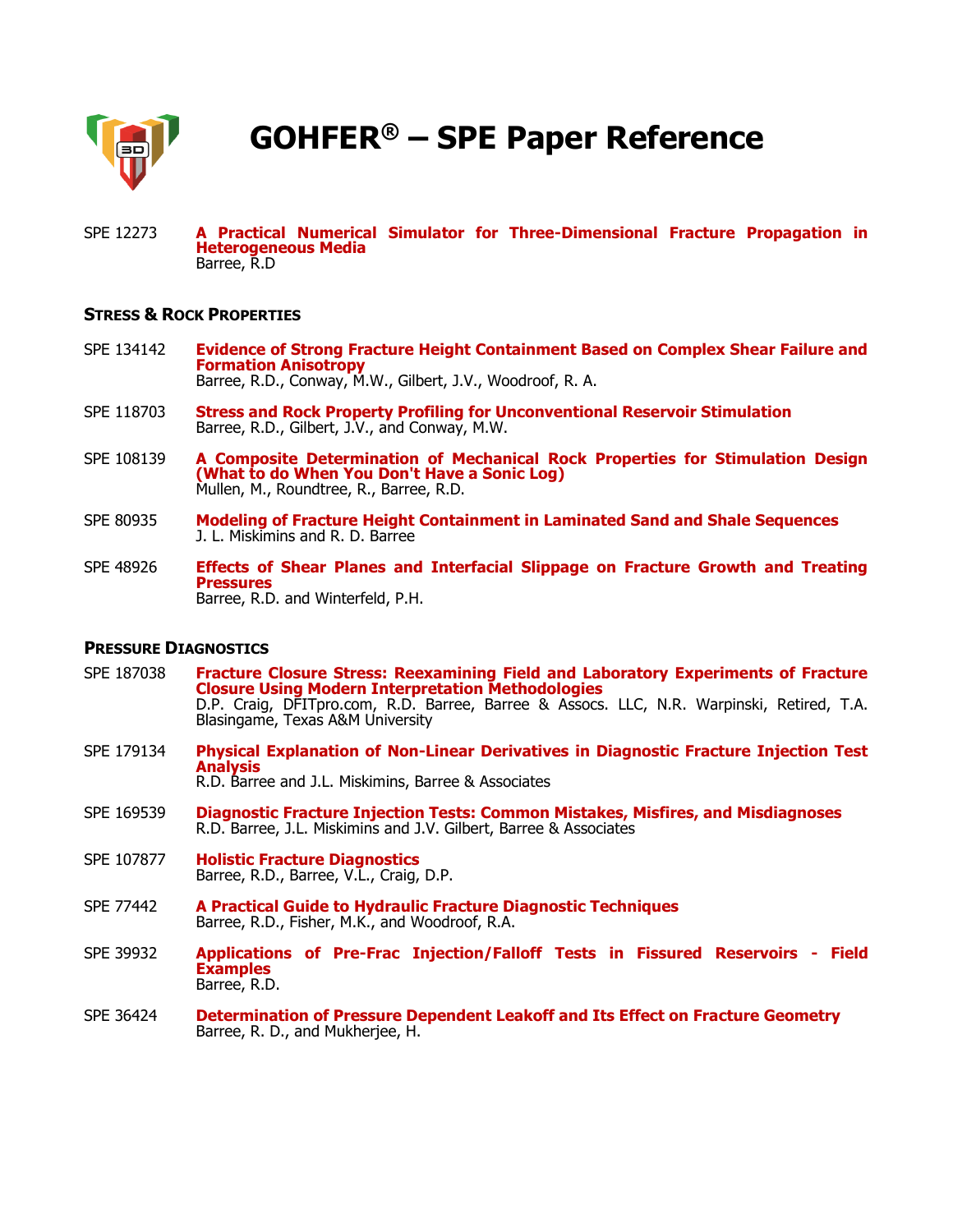# GOHFER® – SPE Paper Reference

SPE 12273 **A Practical Numerical Simulator for Three-Dimensional Fracture Propagation in Heterogeneous Media**
Barree, R.D

## Stress & Rock Properties

SPE 134142 **Evidence of Strong Fracture Height Containment Based on Complex Shear Failure and Formation Anisotropy**
Barree, R.D., Conway, M.W., Gilbert, J.V., Woodroof, R. A.

SPE 118703 **Stress and Rock Property Profiling for Unconventional Reservoir Stimulation**
Barree, R.D., Gilbert, J.V., and Conway, M.W.

SPE 108139 **A Composite Determination of Mechanical Rock Properties for Stimulation Design (What to do When You Don't Have a Sonic Log)**
Mullen, M., Roundtree, R., Barree, R.D.

SPE 80935 **Modeling of Fracture Height Containment in Laminated Sand and Shale Sequences**
J. L. Miskimins and R. D. Barree

SPE 48926 **Effects of Shear Planes and Interfacial Slippage on Fracture Growth and Treating Pressures**
Barree, R.D. and Winterfeld, P.H.

## Pressure Diagnostics

SPE 187038 **Fracture Closure Stress: Reexamining Field and Laboratory Experiments of Fracture Closure Using Modern Interpretation Methodologies**
D.P. Craig, DFITpro.com, R.D. Barree, Barree & Assocs. LLC, N.R. Warpinski, Retired, T.A. Blasingame, Texas A&M University

SPE 179134 **Physical Explanation of Non-Linear Derivatives in Diagnostic Fracture Injection Test Analysis**
R.D. Barree and J.L. Miskimins, Barree & Associates

SPE 169539 **Diagnostic Fracture Injection Tests: Common Mistakes, Misfires, and Misdiagnoses**
R.D. Barree, J.L. Miskimins and J.V. Gilbert, Barree & Associates

SPE 107877 **Holistic Fracture Diagnostics**
Barree, R.D., Barree, V.L., Craig, D.P.

SPE 77442 **A Practical Guide to Hydraulic Fracture Diagnostic Techniques**
Barree, R.D., Fisher, M.K., and Woodroof, R.A.

SPE 39932 **Applications of Pre-Frac Injection/Falloff Tests in Fissured Reservoirs - Field Examples**
Barree, R.D.

SPE 36424 **Determination of Pressure Dependent Leakoff and Its Effect on Fracture Geometry**
Barree, R. D., and Mukherjee, H.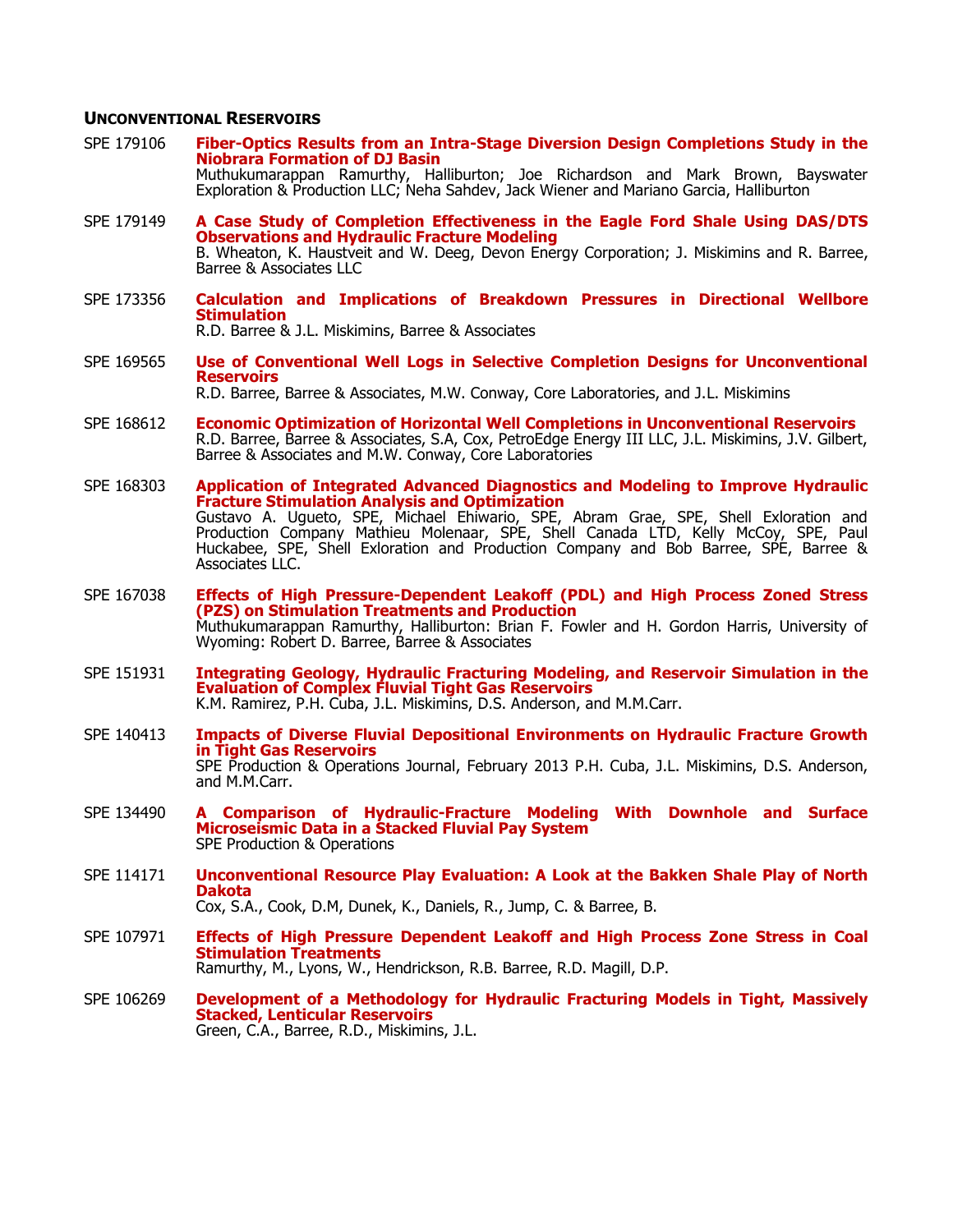## Unconventional Reservoirs

SPE 179106 **Fiber-Optics Results from an Intra-Stage Diversion Design Completions Study in the Niobrara Formation of DJ Basin**
Muthukumarappan Ramurthy, Halliburton; Joe Richardson and Mark Brown, Bayswater Exploration & Production LLC; Neha Sahdev, Jack Wiener and Mariano Garcia, Halliburton

SPE 179149 **A Case Study of Completion Effectiveness in the Eagle Ford Shale Using DAS/DTS Observations and Hydraulic Fracture Modeling**
B. Wheaton, K. Haustveit and W. Deeg, Devon Energy Corporation; J. Miskimins and R. Barree, Barree & Associates LLC

SPE 173356 **Calculation and Implications of Breakdown Pressures in Directional Wellbore Stimulation**
R.D. Barree & J.L. Miskimins, Barree & Associates

SPE 169565 **Use of Conventional Well Logs in Selective Completion Designs for Unconventional Reservoirs**
R.D. Barree, Barree & Associates, M.W. Conway, Core Laboratories, and J.L. Miskimins

SPE 168612 **Economic Optimization of Horizontal Well Completions in Unconventional Reservoirs**
R.D. Barree, Barree & Associates, S.A, Cox, PetroEdge Energy III LLC, J.L. Miskimins, J.V. Gilbert, Barree & Associates and M.W. Conway, Core Laboratories

SPE 168303 **Application of Integrated Advanced Diagnostics and Modeling to Improve Hydraulic Fracture Stimulation Analysis and Optimization**
Gustavo A. Ugueto, SPE, Michael Ehiwario, SPE, Abram Grae, SPE, Shell Exloration and Production Company Mathieu Molenaar, SPE, Shell Canada LTD, Kelly McCoy, SPE, Paul Huckabee, SPE, Shell Exloration and Production Company and Bob Barree, SPE, Barree & Associates LLC.

SPE 167038 **Effects of High Pressure-Dependent Leakoff (PDL) and High Process Zoned Stress (PZS) on Stimulation Treatments and Production**
Muthukumarappan Ramurthy, Halliburton: Brian F. Fowler and H. Gordon Harris, University of Wyoming: Robert D. Barree, Barree & Associates

SPE 151931 **Integrating Geology, Hydraulic Fracturing Modeling, and Reservoir Simulation in the Evaluation of Complex Fluvial Tight Gas Reservoirs**
K.M. Ramirez, P.H. Cuba, J.L. Miskimins, D.S. Anderson, and M.M.Carr.

SPE 140413 **Impacts of Diverse Fluvial Depositional Environments on Hydraulic Fracture Growth in Tight Gas Reservoirs**
SPE Production & Operations Journal, February 2013 P.H. Cuba, J.L. Miskimins, D.S. Anderson, and M.M.Carr.

SPE 134490 **A Comparison of Hydraulic-Fracture Modeling With Downhole and Surface Microseismic Data in a Stacked Fluvial Pay System**
SPE Production & Operations

SPE 114171 **Unconventional Resource Play Evaluation: A Look at the Bakken Shale Play of North Dakota**
Cox, S.A., Cook, D.M, Dunek, K., Daniels, R., Jump, C. & Barree, B.

SPE 107971 **Effects of High Pressure Dependent Leakoff and High Process Zone Stress in Coal Stimulation Treatments**
Ramurthy, M., Lyons, W., Hendrickson, R.B. Barree, R.D. Magill, D.P.

SPE 106269 **Development of a Methodology for Hydraulic Fracturing Models in Tight, Massively Stacked, Lenticular Reservoirs**
Green, C.A., Barree, R.D., Miskimins, J.L.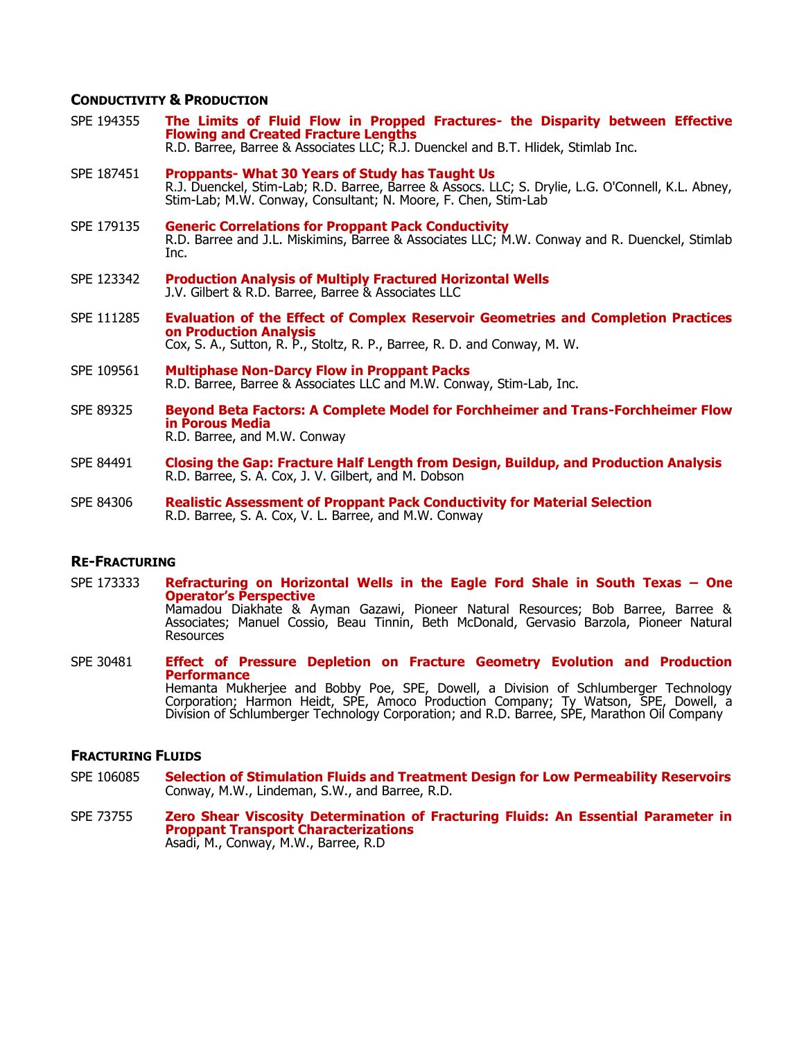### Conductivity & Production

SPE 194355 **The Limits of Fluid Flow in Propped Fractures- the Disparity between Effective Flowing and Created Fracture Lengths**
R.D. Barree, Barree & Associates LLC; R.J. Duenckel and B.T. Hlidek, Stimlab Inc.

SPE 187451 **Proppants- What 30 Years of Study has Taught Us**
R.J. Duenckel, Stim-Lab; R.D. Barree, Barree & Assocs. LLC; S. Drylie, L.G. O'Connell, K.L. Abney, Stim-Lab; M.W. Conway, Consultant; N. Moore, F. Chen, Stim-Lab

SPE 179135 **Generic Correlations for Proppant Pack Conductivity**
R.D. Barree and J.L. Miskimins, Barree & Associates LLC; M.W. Conway and R. Duenckel, Stimlab Inc.

SPE 123342 **Production Analysis of Multiply Fractured Horizontal Wells**
J.V. Gilbert & R.D. Barree, Barree & Associates LLC

SPE 111285 **Evaluation of the Effect of Complex Reservoir Geometries and Completion Practices on Production Analysis**
Cox, S. A., Sutton, R. P., Stoltz, R. P., Barree, R. D. and Conway, M. W.

SPE 109561 **Multiphase Non-Darcy Flow in Proppant Packs**
R.D. Barree, Barree & Associates LLC and M.W. Conway, Stim-Lab, Inc.

SPE 89325 **Beyond Beta Factors: A Complete Model for Forchheimer and Trans-Forchheimer Flow in Porous Media**
R.D. Barree, and M.W. Conway

SPE 84491 **Closing the Gap: Fracture Half Length from Design, Buildup, and Production Analysis**
R.D. Barree, S. A. Cox, J. V. Gilbert, and M. Dobson

SPE 84306 **Realistic Assessment of Proppant Pack Conductivity for Material Selection**
R.D. Barree, S. A. Cox, V. L. Barree, and M.W. Conway

### Re-Fracturing

SPE 173333 **Refracturing on Horizontal Wells in the Eagle Ford Shale in South Texas – One Operator's Perspective**
Mamadou Diakhate & Ayman Gazawi, Pioneer Natural Resources; Bob Barree, Barree & Associates; Manuel Cossio, Beau Tinnin, Beth McDonald, Gervasio Barzola, Pioneer Natural Resources

SPE 30481 **Effect of Pressure Depletion on Fracture Geometry Evolution and Production Performance**
Hemanta Mukherjee and Bobby Poe, SPE, Dowell, a Division of Schlumberger Technology Corporation; Harmon Heidt, SPE, Amoco Production Company; Ty Watson, SPE, Dowell, a Division of Schlumberger Technology Corporation; and R.D. Barree, SPE, Marathon Oil Company

### Fracturing Fluids

SPE 106085 **Selection of Stimulation Fluids and Treatment Design for Low Permeability Reservoirs**
Conway, M.W., Lindeman, S.W., and Barree, R.D.

SPE 73755 **Zero Shear Viscosity Determination of Fracturing Fluids: An Essential Parameter in Proppant Transport Characterizations**
Asadi, M., Conway, M.W., Barree, R.D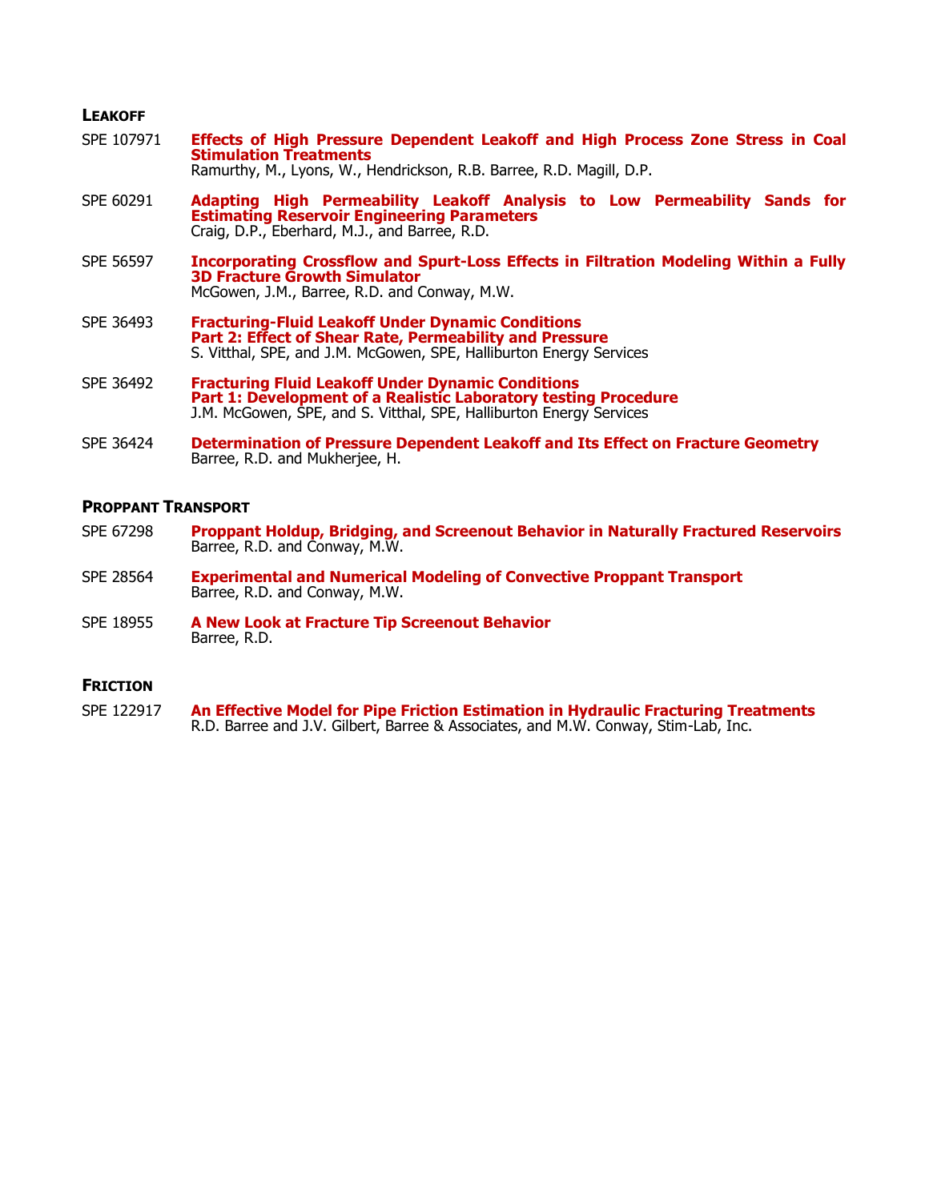### LEAKOFF

SPE 107971 **Effects of High Pressure Dependent Leakoff and High Process Zone Stress in Coal Stimulation Treatments**
Ramurthy, M., Lyons, W., Hendrickson, R.B. Barree, R.D. Magill, D.P.

SPE 60291 **Adapting High Permeability Leakoff Analysis to Low Permeability Sands for Estimating Reservoir Engineering Parameters**
Craig, D.P., Eberhard, M.J., and Barree, R.D.

SPE 56597 **Incorporating Crossflow and Spurt-Loss Effects in Filtration Modeling Within a Fully 3D Fracture Growth Simulator**
McGowen, J.M., Barree, R.D. and Conway, M.W.

SPE 36493 **Fracturing-Fluid Leakoff Under Dynamic Conditions**
**Part 2: Effect of Shear Rate, Permeability and Pressure**
S. Vitthal, SPE, and J.M. McGowen, SPE, Halliburton Energy Services

SPE 36492 **Fracturing Fluid Leakoff Under Dynamic Conditions**
**Part 1: Development of a Realistic Laboratory testing Procedure**
J.M. McGowen, SPE, and S. Vitthal, SPE, Halliburton Energy Services

SPE 36424 **Determination of Pressure Dependent Leakoff and Its Effect on Fracture Geometry**
Barree, R.D. and Mukherjee, H.

### PROPPANT TRANSPORT

SPE 67298 **Proppant Holdup, Bridging, and Screenout Behavior in Naturally Fractured Reservoirs**
Barree, R.D. and Conway, M.W.

SPE 28564 **Experimental and Numerical Modeling of Convective Proppant Transport**
Barree, R.D. and Conway, M.W.

SPE 18955 **A New Look at Fracture Tip Screenout Behavior**
Barree, R.D.

### FRICTION

SPE 122917 **An Effective Model for Pipe Friction Estimation in Hydraulic Fracturing Treatments**
R.D. Barree and J.V. Gilbert, Barree & Associates, and M.W. Conway, Stim-Lab, Inc.